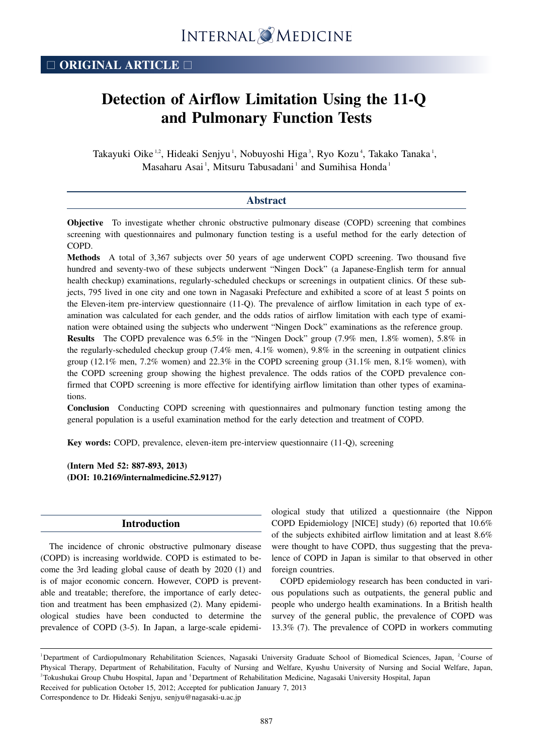□ ORIGINAL ARTICLE □

# Detection of Airflow Limitation Using the 11-Q and Pulmonary Function Tests

Takayuki Oike[1,2], Hideaki Senjyu[1], Nobuyoshi Higa[3], Ryo Kozu[4], Takako Tanaka[1], Masaharu Asai[1], Mitsuru Tabusadani[1] and Sumihisa Honda[1]

## Abstract

**Objective** To investigate whether chronic obstructive pulmonary disease (COPD) screening that combines screening with questionnaires and pulmonary function testing is a useful method for the early detection of COPD.

**Methods** A total of 3,367 subjects over 50 years of age underwent COPD screening. Two thousand five hundred and seventy-two of these subjects underwent "Ningen Dock" (a Japanese-English term for annual health checkup) examinations, regularly-scheduled checkups or screenings in outpatient clinics. Of these subjects, 795 lived in one city and one town in Nagasaki Prefecture and exhibited a score of at least 5 points on the Eleven-item pre-interview questionnaire (11-Q). The prevalence of airflow limitation in each type of examination was calculated for each gender, and the odds ratios of airflow limitation with each type of examination were obtained using the subjects who underwent "Ningen Dock" examinations as the reference group.

**Results** The COPD prevalence was 6.5% in the "Ningen Dock" group (7.9% men, 1.8% women), 5.8% in the regularly-scheduled checkup group (7.4% men, 4.1% women), 9.8% in the screening in outpatient clinics group (12.1% men, 7.2% women) and 22.3% in the COPD screening group (31.1% men, 8.1% women), with the COPD screening group showing the highest prevalence. The odds ratios of the COPD prevalence confirmed that COPD screening is more effective for identifying airflow limitation than other types of examinations.

**Conclusion** Conducting COPD screening with questionnaires and pulmonary function testing among the general population is a useful examination method for the early detection and treatment of COPD.

**Key words:** COPD, prevalence, eleven-item pre-interview questionnaire (11-Q), screening

**(Intern Med 52: 887-893, 2013)**
**(DOI: 10.2169/internalmedicine.52.9127)**

## Introduction

The incidence of chronic obstructive pulmonary disease (COPD) is increasing worldwide. COPD is estimated to become the 3rd leading global cause of death by 2020 (1) and is of major economic concern. However, COPD is preventable and treatable; therefore, the importance of early detection and treatment has been emphasized (2). Many epidemiological studies have been conducted to determine the prevalence of COPD (3-5). In Japan, a large-scale epidemiological study that utilized a questionnaire (the Nippon COPD Epidemiology [NICE] study) (6) reported that 10.6% of the subjects exhibited airflow limitation and at least 8.6% were thought to have COPD, thus suggesting that the prevalence of COPD in Japan is similar to that observed in other foreign countries.

COPD epidemiology research has been conducted in various populations such as outpatients, the general public and people who undergo health examinations. In a British health survey of the general public, the prevalence of COPD was 13.3% (7). The prevalence of COPD in workers commuting

[1]Department of Cardiopulmonary Rehabilitation Sciences, Nagasaki University Graduate School of Biomedical Sciences, Japan, [2]Course of Physical Therapy, Department of Rehabilitation, Faculty of Nursing and Welfare, Kyushu University of Nursing and Social Welfare, Japan, [3]Tokushukai Group Chubu Hospital, Japan and [4]Department of Rehabilitation Medicine, Nagasaki University Hospital, Japan

Received for publication October 15, 2012; Accepted for publication January 7, 2013

Correspondence to Dr. Hideaki Senjyu, senjyu@nagasaki-u.ac.jp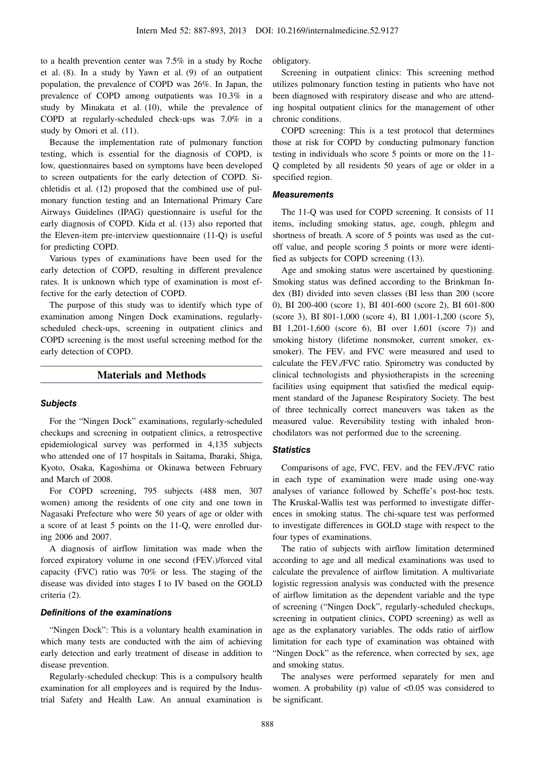to a health prevention center was 7.5% in a study by Roche et al. (8). In a study by Yawn et al. (9) of an outpatient population, the prevalence of COPD was 26%. In Japan, the prevalence of COPD among outpatients was 10.3% in a study by Minakata et al. (10), while the prevalence of COPD at regularly-scheduled check-ups was 7.0% in a study by Omori et al. (11).

Because the implementation rate of pulmonary function testing, which is essential for the diagnosis of COPD, is low, questionnaires based on symptoms have been developed to screen outpatients for the early detection of COPD. Sichletidis et al. (12) proposed that the combined use of pulmonary function testing and an International Primary Care Airways Guidelines (IPAG) questionnaire is useful for the early diagnosis of COPD. Kida et al. (13) also reported that the Eleven-item pre-interview questionnaire (11-Q) is useful for predicting COPD.

Various types of examinations have been used for the early detection of COPD, resulting in different prevalence rates. It is unknown which type of examination is most effective for the early detection of COPD.

The purpose of this study was to identify which type of examination among Ningen Dock examinations, regularly-scheduled check-ups, screening in outpatient clinics and COPD screening is the most useful screening method for the early detection of COPD.

## Materials and Methods

### Subjects

For the "Ningen Dock" examinations, regularly-scheduled checkups and screening in outpatient clinics, a retrospective epidemiological survey was performed in 4,135 subjects who attended one of 17 hospitals in Saitama, Ibaraki, Shiga, Kyoto, Osaka, Kagoshima or Okinawa between February and March of 2008.

For COPD screening, 795 subjects (488 men, 307 women) among the residents of one city and one town in Nagasaki Prefecture who were 50 years of age or older with a score of at least 5 points on the 11-Q, were enrolled during 2006 and 2007.

A diagnosis of airflow limitation was made when the forced expiratory volume in one second ($FEV_1$)/forced vital capacity (FVC) ratio was 70% or less. The staging of the disease was divided into stages I to IV based on the GOLD criteria (2).

### Definitions of the examinations

"Ningen Dock": This is a voluntary health examination in which many tests are conducted with the aim of achieving early detection and early treatment of disease in addition to disease prevention.

Regularly-scheduled checkup: This is a compulsory health examination for all employees and is required by the Industrial Safety and Health Law. An annual examination is obligatory.

Screening in outpatient clinics: This screening method utilizes pulmonary function testing in patients who have not been diagnosed with respiratory disease and who are attending hospital outpatient clinics for the management of other chronic conditions.

COPD screening: This is a test protocol that determines those at risk for COPD by conducting pulmonary function testing in individuals who score 5 points or more on the 11-Q completed by all residents 50 years of age or older in a specified region.

### Measurements

The 11-Q was used for COPD screening. It consists of 11 items, including smoking status, age, cough, phlegm and shortness of breath. A score of 5 points was used as the cutoff value, and people scoring 5 points or more were identified as subjects for COPD screening (13).

Age and smoking status were ascertained by questioning. Smoking status was defined according to the Brinkman Index (BI) divided into seven classes (BI less than 200 (score 0), BI 200-400 (score 1), BI 401-600 (score 2), BI 601-800 (score 3), BI 801-1,000 (score 4), BI 1,001-1,200 (score 5), BI 1,201-1,600 (score 6), BI over 1,601 (score 7)) and smoking history (lifetime nonsmoker, current smoker, ex-smoker). The $FEV_1$ and FVC were measured and used to calculate the $FEV_1$/FVC ratio. Spirometry was conducted by clinical technologists and physiotherapists in the screening facilities using equipment that satisfied the medical equipment standard of the Japanese Respiratory Society. The best of three technically correct maneuvers was taken as the measured value. Reversibility testing with inhaled bronchodilators was not performed due to the screening.

### Statistics

Comparisons of age, FVC, $FEV_1$ and the $FEV_1$/FVC ratio in each type of examination were made using one-way analyses of variance followed by Scheffe's post-hoc tests. The Kruskal-Wallis test was performed to investigate differences in smoking status. The chi-square test was performed to investigate differences in GOLD stage with respect to the four types of examinations.

The ratio of subjects with airflow limitation determined according to age and all medical examinations was used to calculate the prevalence of airflow limitation. A multivariate logistic regression analysis was conducted with the presence of airflow limitation as the dependent variable and the type of screening ("Ningen Dock", regularly-scheduled checkups, screening in outpatient clinics, COPD screening) as well as age as the explanatory variables. The odds ratio of airflow limitation for each type of examination was obtained with "Ningen Dock" as the reference, when corrected by sex, age and smoking status.

The analyses were performed separately for men and women. A probability (p) value of $<0.05$ was considered to be significant.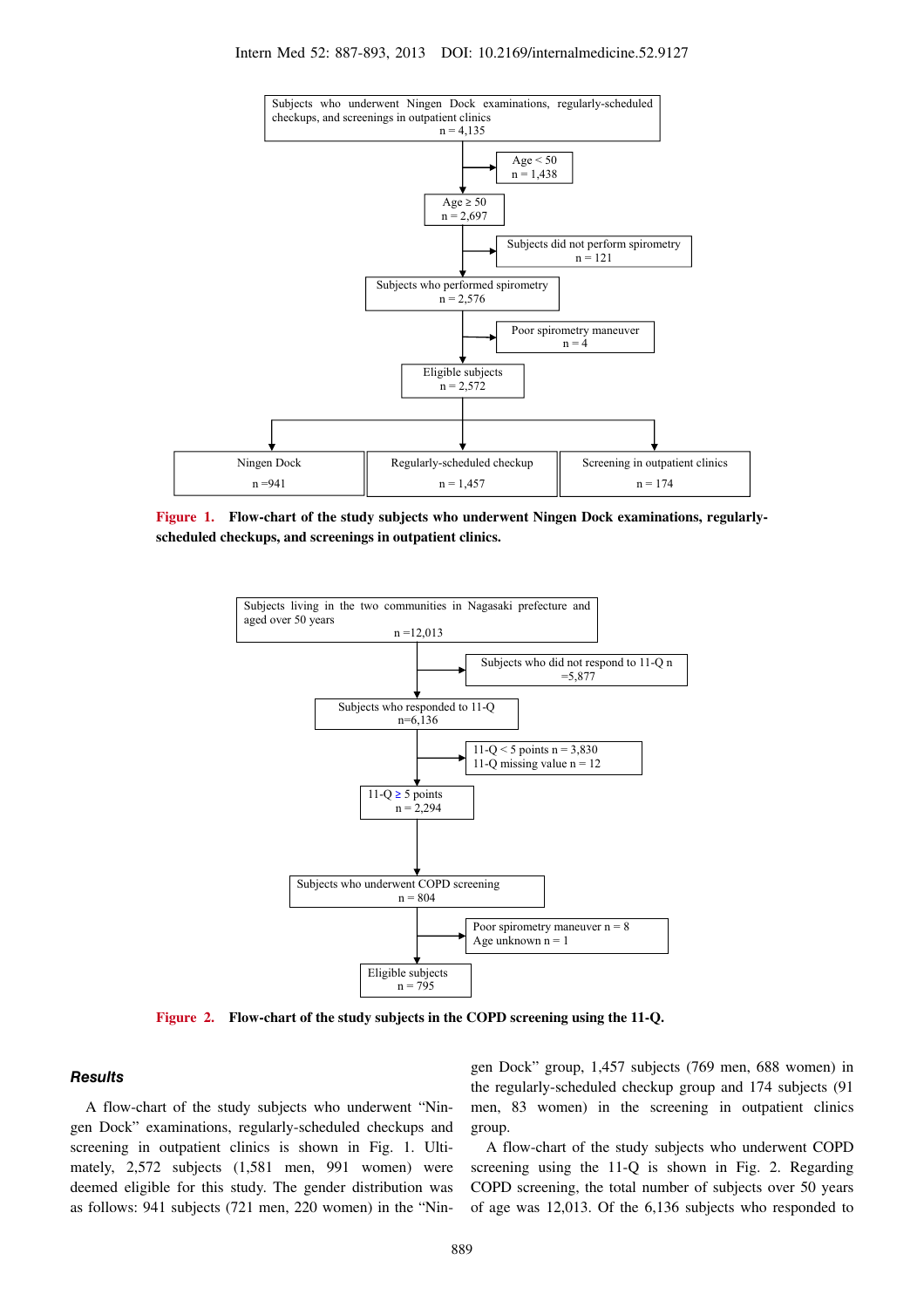Subjects who underwent Ningen Dock examinations, regularly-scheduled checkups, and screenings in outpatient clinics
n = 4,135

→ Age < 50
n = 1,438

Age ≥ 50
n = 2,697

→ Subjects did not perform spirometry
n = 121

Subjects who performed spirometry
n = 2,576

→ Poor spirometry maneuver
n = 4

Eligible subjects
n = 2,572

| Ningen Dock | Regularly-scheduled checkup | Screening in outpatient clinics |
|---|---|---|
| n =941 | n = 1,457 | n = 174 |

**Figure 1. Flow-chart of the study subjects who underwent Ningen Dock examinations, regularly-scheduled checkups, and screenings in outpatient clinics.**

Subjects living in the two communities in Nagasaki prefecture and aged over 50 years
n =12,013

→ Subjects who did not respond to 11-Q n =5,877

Subjects who responded to 11-Q
n=6,136

→ 11-Q < 5 points n = 3,830
11-Q missing value n = 12

11-Q ≥ 5 points
n = 2,294

Subjects who underwent COPD screening
n = 804

→ Poor spirometry maneuver n = 8
Age unknown n = 1

Eligible subjects
n = 795

**Figure 2. Flow-chart of the study subjects in the COPD screening using the 11-Q.**

### *Results*

A flow-chart of the study subjects who underwent "Ningen Dock" examinations, regularly-scheduled checkups and screening in outpatient clinics is shown in Fig. 1. Ultimately, 2,572 subjects (1,581 men, 991 women) were deemed eligible for this study. The gender distribution was as follows: 941 subjects (721 men, 220 women) in the "Ningen Dock" group, 1,457 subjects (769 men, 688 women) in the regularly-scheduled checkup group and 174 subjects (91 men, 83 women) in the screening in outpatient clinics group.

A flow-chart of the study subjects who underwent COPD screening using the 11-Q is shown in Fig. 2. Regarding COPD screening, the total number of subjects over 50 years of age was 12,013. Of the 6,136 subjects who responded to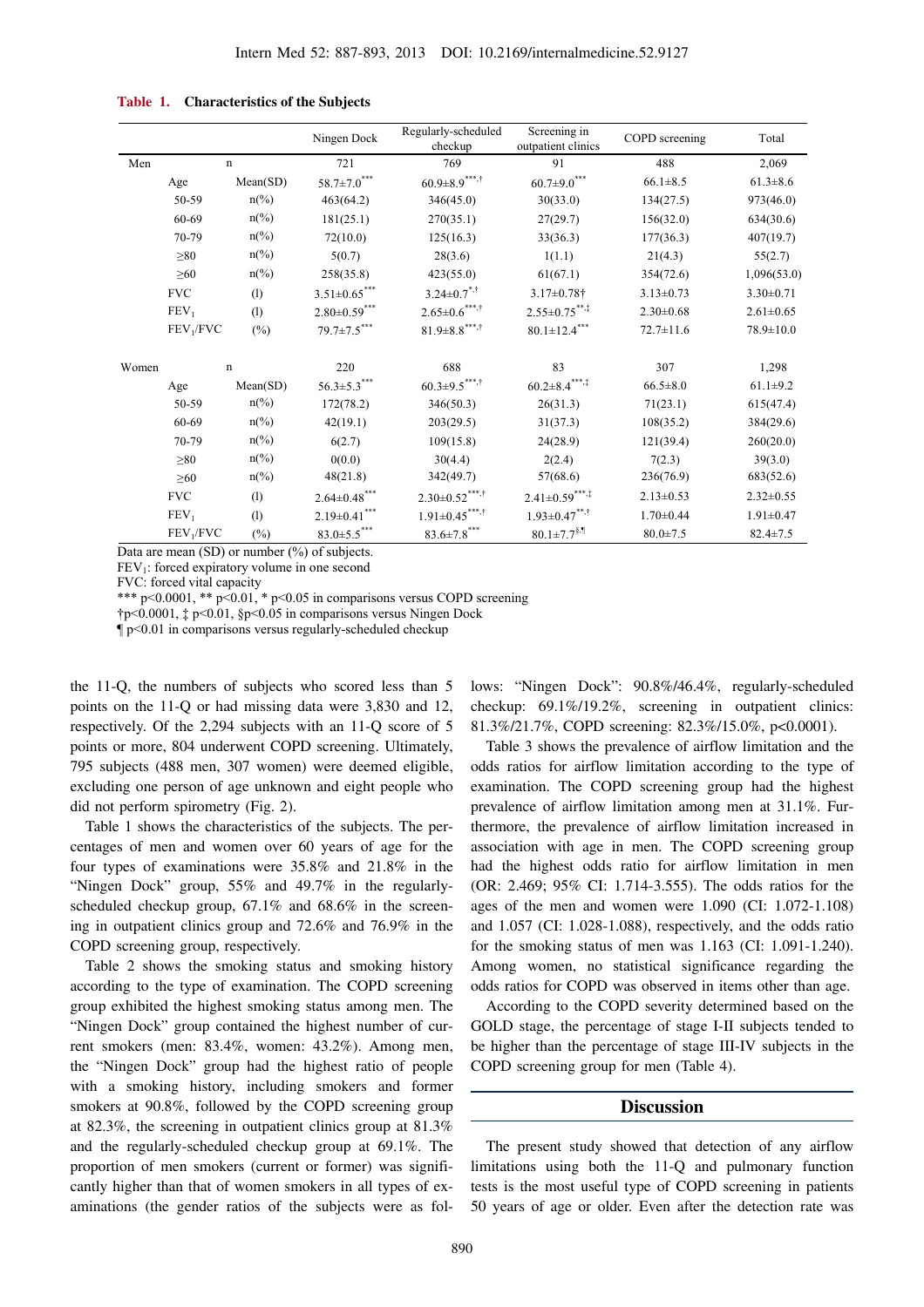**Table 1. Characteristics of the Subjects**

| | | | Ningen Dock | Regularly-scheduled checkup | Screening in outpatient clinics | COPD screening | Total |
|---|---|---|---|---|---|---|---|
| Men | | n | 721 | 769 | 91 | 488 | 2,069 |
| | Age | Mean(SD) | 58.7±7.0*** | 60.9±8.9***,† | 60.7±9.0*** | 66.1±8.5 | 61.3±8.6 |
| | 50-59 | n(%) | 463(64.2) | 346(45.0) | 30(33.0) | 134(27.5) | 973(46.0) |
| | 60-69 | n(%) | 181(25.1) | 270(35.1) | 27(29.7) | 156(32.0) | 634(30.6) |
| | 70-79 | n(%) | 72(10.0) | 125(16.3) | 33(36.3) | 177(36.3) | 407(19.7) |
| | ≥80 | n(%) | 5(0.7) | 28(3.6) | 1(1.1) | 21(4.3) | 55(2.7) |
| | ≥60 | n(%) | 258(35.8) | 423(55.0) | 61(67.1) | 354(72.6) | 1,096(53.0) |
| | FVC | (l) | 3.51±0.65*** | 3.24±0.7*,† | 3.17±0.78† | 3.13±0.73 | 3.30±0.71 |
| | $FEV_1$ | (l) | 2.80±0.59*** | 2.65±0.6***,† | 2.55±0.75**,‡ | 2.30±0.68 | 2.61±0.65 |
| | $FEV_1$/FVC | (%) | 79.7±7.5*** | 81.9±8.8***,† | 80.1±12.4*** | 72.7±11.6 | 78.9±10.0 |
| Women | | n | 220 | 688 | 83 | 307 | 1,298 |
| | Age | Mean(SD) | 56.3±5.3*** | 60.3±9.5***,† | 60.2±8.4***,‡ | 66.5±8.0 | 61.1±9.2 |
| | 50-59 | n(%) | 172(78.2) | 346(50.3) | 26(31.3) | 71(23.1) | 615(47.4) |
| | 60-69 | n(%) | 42(19.1) | 203(29.5) | 31(37.3) | 108(35.2) | 384(29.6) |
| | 70-79 | n(%) | 6(2.7) | 109(15.8) | 24(28.9) | 121(39.4) | 260(20.0) |
| | ≥80 | n(%) | 0(0.0) | 30(4.4) | 2(2.4) | 7(2.3) | 39(3.0) |
| | ≥60 | n(%) | 48(21.8) | 342(49.7) | 57(68.6) | 236(76.9) | 683(52.6) |
| | FVC | (l) | 2.64±0.48*** | 2.30±0.52***,† | 2.41±0.59***,‡ | 2.13±0.53 | 2.32±0.55 |
| | $FEV_1$ | (l) | 2.19±0.41*** | 1.91±0.45***,† | 1.93±0.47**,† | 1.70±0.44 | 1.91±0.47 |
| | $FEV_1$/FVC | (%) | 83.0±5.5*** | 83.6±7.8*** | 80.1±7.7§,¶ | 80.0±7.5 | 82.4±7.5 |

Data are mean (SD) or number (%) of subjects.
$FEV_1$: forced expiratory volume in one second
FVC: forced vital capacity
*** p<0.0001, ** p<0.01, * p<0.05 in comparisons versus COPD screening
†p<0.0001, ‡ p<0.01, §p<0.05 in comparisons versus Ningen Dock
¶ p<0.01 in comparisons versus regularly-scheduled checkup

the 11-Q, the numbers of subjects who scored less than 5 points on the 11-Q or had missing data were 3,830 and 12, respectively. Of the 2,294 subjects with an 11-Q score of 5 points or more, 804 underwent COPD screening. Ultimately, 795 subjects (488 men, 307 women) were deemed eligible, excluding one person of age unknown and eight people who did not perform spirometry (Fig. 2).

Table 1 shows the characteristics of the subjects. The percentages of men and women over 60 years of age for the four types of examinations were 35.8% and 21.8% in the "Ningen Dock" group, 55% and 49.7% in the regularly-scheduled checkup group, 67.1% and 68.6% in the screening in outpatient clinics group and 72.6% and 76.9% in the COPD screening group, respectively.

Table 2 shows the smoking status and smoking history according to the type of examination. The COPD screening group exhibited the highest smoking status among men. The "Ningen Dock" group contained the highest number of current smokers (men: 83.4%, women: 43.2%). Among men, the "Ningen Dock" group had the highest ratio of people with a smoking history, including smokers and former smokers at 90.8%, followed by the COPD screening group at 82.3%, the screening in outpatient clinics group at 81.3% and the regularly-scheduled checkup group at 69.1%. The proportion of men smokers (current or former) was significantly higher than that of women smokers in all types of examinations (the gender ratios of the subjects were as follows: "Ningen Dock": 90.8%/46.4%, regularly-scheduled checkup: 69.1%/19.2%, screening in outpatient clinics: 81.3%/21.7%, COPD screening: 82.3%/15.0%, p<0.0001).

Table 3 shows the prevalence of airflow limitation and the odds ratios for airflow limitation according to the type of examination. The COPD screening group had the highest prevalence of airflow limitation among men at 31.1%. Furthermore, the prevalence of airflow limitation increased in association with age in men. The COPD screening group had the highest odds ratio for airflow limitation in men (OR: 2.469; 95% CI: 1.714-3.555). The odds ratios for the ages of the men and women were 1.090 (CI: 1.072-1.108) and 1.057 (CI: 1.028-1.088), respectively, and the odds ratio for the smoking status of men was 1.163 (CI: 1.091-1.240). Among women, no statistical significance regarding the odds ratios for COPD was observed in items other than age.

According to the COPD severity determined based on the GOLD stage, the percentage of stage I-II subjects tended to be higher than the percentage of stage III-IV subjects in the COPD screening group for men (Table 4).

## Discussion

The present study showed that detection of any airflow limitations using both the 11-Q and pulmonary function tests is the most useful type of COPD screening in patients 50 years of age or older. Even after the detection rate was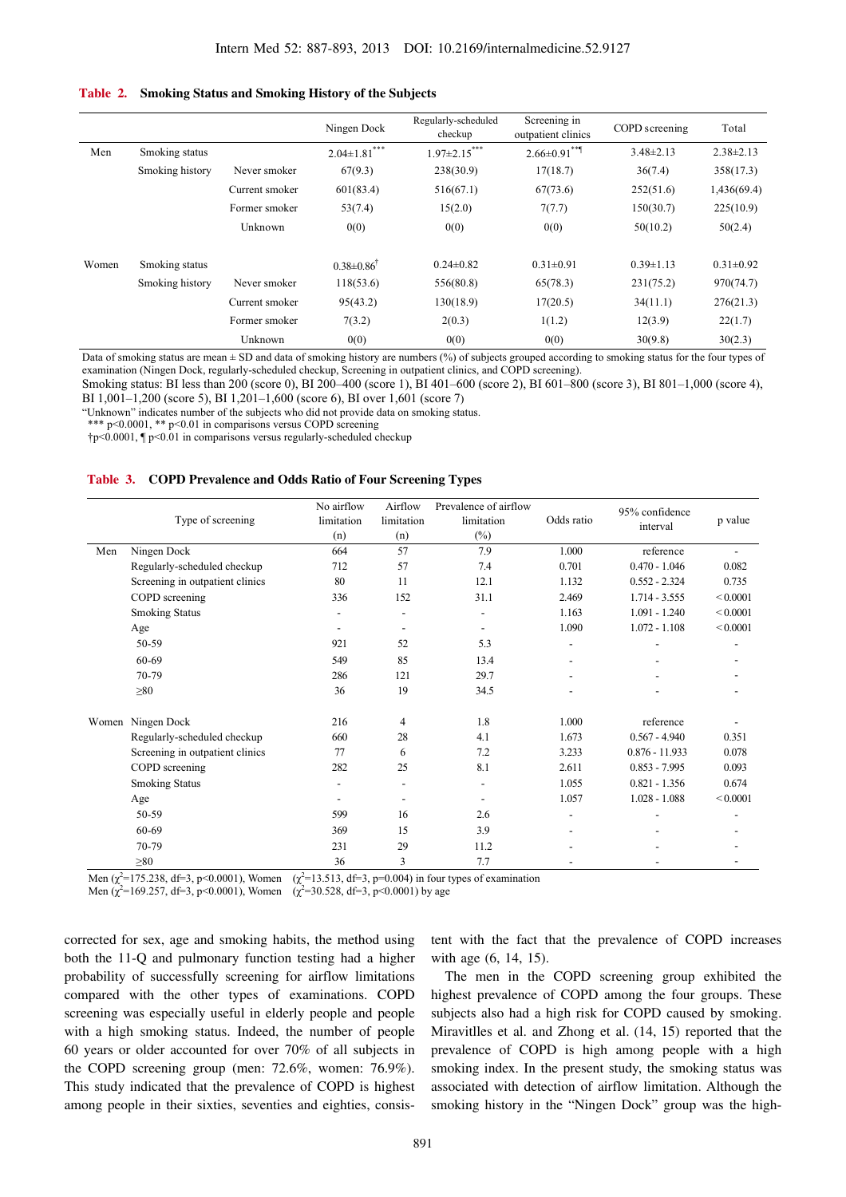**Table 2. Smoking Status and Smoking History of the Subjects**

| | | | Ningen Dock | Regularly-scheduled checkup | Screening in outpatient clinics | COPD screening | Total |
|---|---|---|---|---|---|---|---|
| Men | Smoking status | | 2.04±1.81*** | 1.97±2.15*** | 2.66±0.91**¶ | 3.48±2.13 | 2.38±2.13 |
| | Smoking history | Never smoker | 67(9.3) | 238(30.9) | 17(18.7) | 36(7.4) | 358(17.3) |
| | | Current smoker | 601(83.4) | 516(67.1) | 67(73.6) | 252(51.6) | 1,436(69.4) |
| | | Former smoker | 53(7.4) | 15(2.0) | 7(7.7) | 150(30.7) | 225(10.9) |
| | | Unknown | 0(0) | 0(0) | 0(0) | 50(10.2) | 50(2.4) |
| Women | Smoking status | | 0.38±0.86† | 0.24±0.82 | 0.31±0.91 | 0.39±1.13 | 0.31±0.92 |
| | Smoking history | Never smoker | 118(53.6) | 556(80.8) | 65(78.3) | 231(75.2) | 970(74.7) |
| | | Current smoker | 95(43.2) | 130(18.9) | 17(20.5) | 34(11.1) | 276(21.3) |
| | | Former smoker | 7(3.2) | 2(0.3) | 1(1.2) | 12(3.9) | 22(1.7) |
| | | Unknown | 0(0) | 0(0) | 0(0) | 30(9.8) | 30(2.3) |

Data of smoking status are mean ± SD and data of smoking history are numbers (%) of subjects grouped according to smoking status for the four types of examination (Ningen Dock, regularly-scheduled checkup, Screening in outpatient clinics, and COPD screening).
Smoking status: BI less than 200 (score 0), BI 200–400 (score 1), BI 401–600 (score 2), BI 601–800 (score 3), BI 801–1,000 (score 4), BI 1,001–1,200 (score 5), BI 1,201–1,600 (score 6), BI over 1,601 (score 7)
"Unknown" indicates number of the subjects who did not provide data on smoking status.
*** p<0.0001, ** p<0.01 in comparisons versus COPD screening
†p<0.0001, ¶ p<0.01 in comparisons versus regularly-scheduled checkup

**Table 3. COPD Prevalence and Odds Ratio of Four Screening Types**

| | Type of screening | No airflow limitation (n) | Airflow limitation (n) | Prevalence of airflow limitation (%) | Odds ratio | 95% confidence interval | p value |
|---|---|---|---|---|---|---|---|
| Men | Ningen Dock | 664 | 57 | 7.9 | 1.000 | reference | - |
| | Regularly-scheduled checkup | 712 | 57 | 7.4 | 0.701 | 0.470 - 1.046 | 0.082 |
| | Screening in outpatient clinics | 80 | 11 | 12.1 | 1.132 | 0.552 - 2.324 | 0.735 |
| | COPD screening | 336 | 152 | 31.1 | 2.469 | 1.714 - 3.555 | < 0.0001 |
| | Smoking Status | - | - | - | 1.163 | 1.091 - 1.240 | < 0.0001 |
| | Age | - | - | - | 1.090 | 1.072 - 1.108 | < 0.0001 |
| | 50-59 | 921 | 52 | 5.3 | - | - | - |
| | 60-69 | 549 | 85 | 13.4 | - | - | - |
| | 70-79 | 286 | 121 | 29.7 | - | - | - |
| | ≥80 | 36 | 19 | 34.5 | - | - | - |
| Women | Ningen Dock | 216 | 4 | 1.8 | 1.000 | reference | - |
| | Regularly-scheduled checkup | 660 | 28 | 4.1 | 1.673 | 0.567 - 4.940 | 0.351 |
| | Screening in outpatient clinics | 77 | 6 | 7.2 | 3.233 | 0.876 - 11.933 | 0.078 |
| | COPD screening | 282 | 25 | 8.1 | 2.611 | 0.853 - 7.995 | 0.093 |
| | Smoking Status | - | - | - | 1.055 | 0.821 - 1.356 | 0.674 |
| | Age | - | - | - | 1.057 | 1.028 - 1.088 | < 0.0001 |
| | 50-59 | 599 | 16 | 2.6 | - | - | - |
| | 60-69 | 369 | 15 | 3.9 | - | - | - |
| | 70-79 | 231 | 29 | 11.2 | - | - | - |
| | ≥80 | 36 | 3 | 7.7 | - | - | - |

Men ($\chi^2$=175.238, df=3, p<0.0001), Women ($\chi^2$=13.513, df=3, p=0.004) in four types of examination
Men ($\chi^2$=169.257, df=3, p<0.0001), Women ($\chi^2$=30.528, df=3, p<0.0001) by age

corrected for sex, age and smoking habits, the method using both the 11-Q and pulmonary function testing had a higher probability of successfully screening for airflow limitations compared with the other types of examinations. COPD screening was especially useful in elderly people and people with a high smoking status. Indeed, the number of people 60 years or older accounted for over 70% of all subjects in the COPD screening group (men: 72.6%, women: 76.9%). This study indicated that the prevalence of COPD is highest among people in their sixties, seventies and eighties, consistent with the fact that the prevalence of COPD increases with age (6, 14, 15).

The men in the COPD screening group exhibited the highest prevalence of COPD among the four groups. These subjects also had a high risk for COPD caused by smoking. Miravitlles et al. and Zhong et al. (14, 15) reported that the prevalence of COPD is high among people with a high smoking index. In the present study, the smoking status was associated with detection of airflow limitation. Although the smoking history in the "Ningen Dock" group was the high-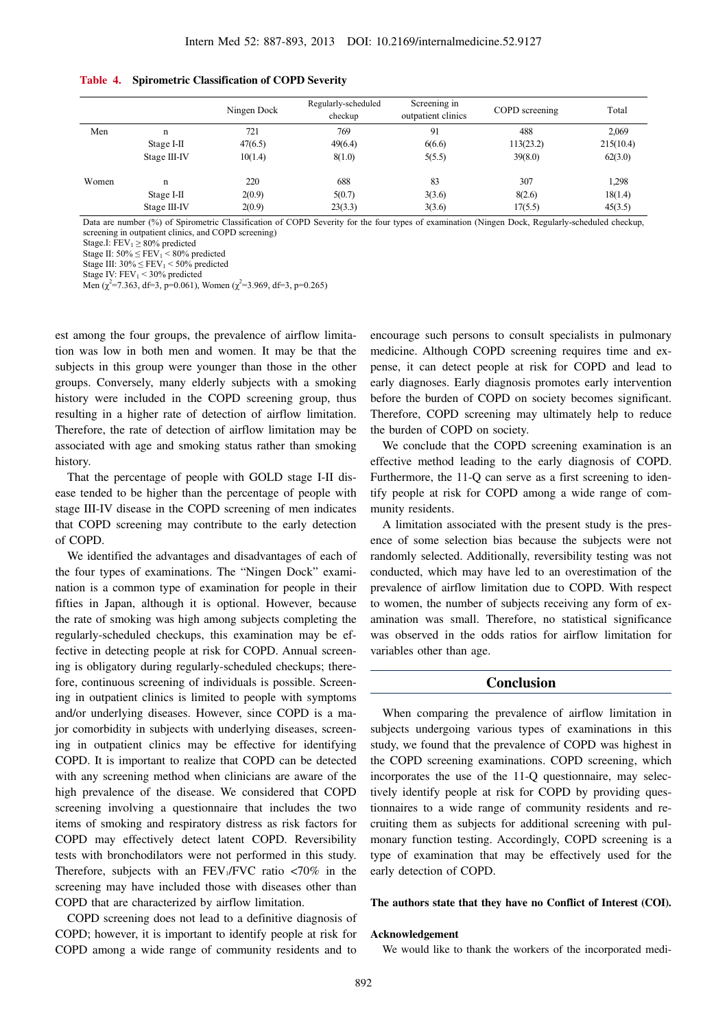**Table 4. Spirometric Classification of COPD Severity**

| | | Ningen Dock | Regularly-scheduled checkup | Screening in outpatient clinics | COPD screening | Total |
|---|---|---|---|---|---|---|
| Men | n | 721 | 769 | 91 | 488 | 2,069 |
| | Stage I-II | 47(6.5) | 49(6.4) | 6(6.6) | 113(23.2) | 215(10.4) |
| | Stage III-IV | 10(1.4) | 8(1.0) | 5(5.5) | 39(8.0) | 62(3.0) |
| Women | n | 220 | 688 | 83 | 307 | 1,298 |
| | Stage I-II | 2(0.9) | 5(0.7) | 3(3.6) | 8(2.6) | 18(1.4) |
| | Stage III-IV | 2(0.9) | 23(3.3) | 3(3.6) | 17(5.5) | 45(3.5) |

Data are number (%) of Spirometric Classification of COPD Severity for the four types of examination (Ningen Dock, Regularly-scheduled checkup, screening in outpatient clinics, and COPD screening)
Stage.I: $FEV_1 \geq 80\%$ predicted
Stage II: $50\% \leq FEV_1 < 80\%$ predicted
Stage III: $30\% \leq FEV_1 < 50\%$ predicted
Stage IV: $FEV_1 < 30\%$ predicted
Men ($\chi^2$=7.363, df=3, p=0.061), Women ($\chi^2$=3.969, df=3, p=0.265)

est among the four groups, the prevalence of airflow limitation was low in both men and women. It may be that the subjects in this group were younger than those in the other groups. Conversely, many elderly subjects with a smoking history were included in the COPD screening group, thus resulting in a higher rate of detection of airflow limitation. Therefore, the rate of detection of airflow limitation may be associated with age and smoking status rather than smoking history.

That the percentage of people with GOLD stage I-II disease tended to be higher than the percentage of people with stage III-IV disease in the COPD screening of men indicates that COPD screening may contribute to the early detection of COPD.

We identified the advantages and disadvantages of each of the four types of examinations. The "Ningen Dock" examination is a common type of examination for people in their fifties in Japan, although it is optional. However, because the rate of smoking was high among subjects completing the regularly-scheduled checkups, this examination may be effective in detecting people at risk for COPD. Annual screening is obligatory during regularly-scheduled checkups; therefore, continuous screening of individuals is possible. Screening in outpatient clinics is limited to people with symptoms and/or underlying diseases. However, since COPD is a major comorbidity in subjects with underlying diseases, screening in outpatient clinics may be effective for identifying COPD. It is important to realize that COPD can be detected with any screening method when clinicians are aware of the high prevalence of the disease. We considered that COPD screening involving a questionnaire that includes the two items of smoking and respiratory distress as risk factors for COPD may effectively detect latent COPD. Reversibility tests with bronchodilators were not performed in this study. Therefore, subjects with an $FEV_1/FVC$ ratio <70% in the screening may have included those with diseases other than COPD that are characterized by airflow limitation.

COPD screening does not lead to a definitive diagnosis of COPD; however, it is important to identify people at risk for COPD among a wide range of community residents and to encourage such persons to consult specialists in pulmonary medicine. Although COPD screening requires time and expense, it can detect people at risk for COPD and lead to early diagnoses. Early diagnosis promotes early intervention before the burden of COPD on society becomes significant. Therefore, COPD screening may ultimately help to reduce the burden of COPD on society.

We conclude that the COPD screening examination is an effective method leading to the early diagnosis of COPD. Furthermore, the 11-Q can serve as a first screening to identify people at risk for COPD among a wide range of community residents.

A limitation associated with the present study is the presence of some selection bias because the subjects were not randomly selected. Additionally, reversibility testing was not conducted, which may have led to an overestimation of the prevalence of airflow limitation due to COPD. With respect to women, the number of subjects receiving any form of examination was small. Therefore, no statistical significance was observed in the odds ratios for airflow limitation for variables other than age.

## Conclusion

When comparing the prevalence of airflow limitation in subjects undergoing various types of examinations in this study, we found that the prevalence of COPD was highest in the COPD screening examinations. COPD screening, which incorporates the use of the 11-Q questionnaire, may selectively identify people at risk for COPD by providing questionnaires to a wide range of community residents and recruiting them as subjects for additional screening with pulmonary function testing. Accordingly, COPD screening is a type of examination that may be effectively used for the early detection of COPD.

**The authors state that they have no Conflict of Interest (COI).**

**Acknowledgement**

We would like to thank the workers of the incorporated medi-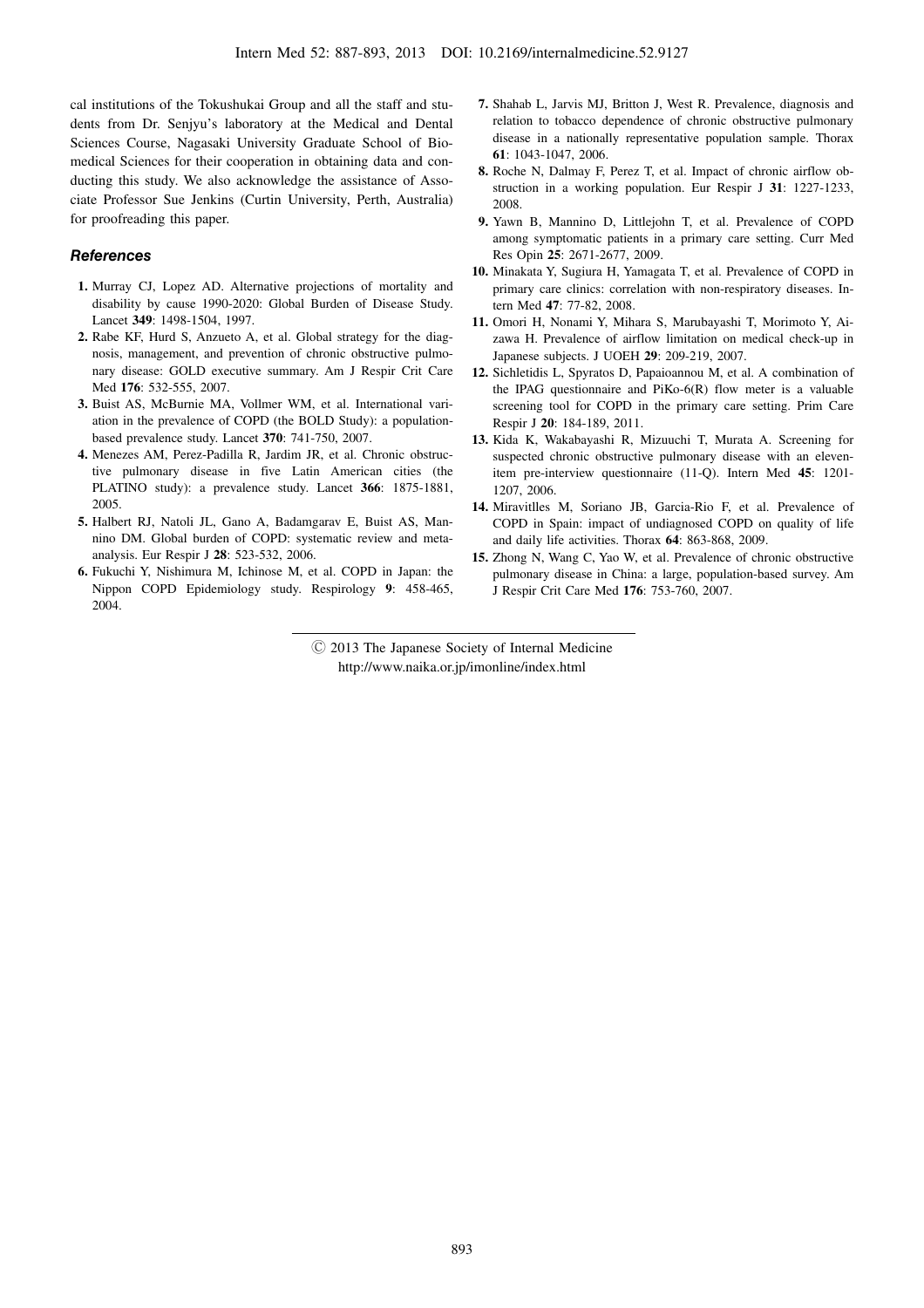cal institutions of the Tokushukai Group and all the staff and students from Dr. Senjyu's laboratory at the Medical and Dental Sciences Course, Nagasaki University Graduate School of Biomedical Sciences for their cooperation in obtaining data and conducting this study. We also acknowledge the assistance of Associate Professor Sue Jenkins (Curtin University, Perth, Australia) for proofreading this paper.

## References

1. Murray CJ, Lopez AD. Alternative projections of mortality and disability by cause 1990-2020: Global Burden of Disease Study. Lancet **349**: 1498-1504, 1997.
2. Rabe KF, Hurd S, Anzueto A, et al. Global strategy for the diagnosis, management, and prevention of chronic obstructive pulmonary disease: GOLD executive summary. Am J Respir Crit Care Med **176**: 532-555, 2007.
3. Buist AS, McBurnie MA, Vollmer WM, et al. International variation in the prevalence of COPD (the BOLD Study): a population-based prevalence study. Lancet **370**: 741-750, 2007.
4. Menezes AM, Perez-Padilla R, Jardim JR, et al. Chronic obstructive pulmonary disease in five Latin American cities (the PLATINO study): a prevalence study. Lancet **366**: 1875-1881, 2005.
5. Halbert RJ, Natoli JL, Gano A, Badamgarav E, Buist AS, Mannino DM. Global burden of COPD: systematic review and meta-analysis. Eur Respir J **28**: 523-532, 2006.
6. Fukuchi Y, Nishimura M, Ichinose M, et al. COPD in Japan: the Nippon COPD Epidemiology study. Respirology **9**: 458-465, 2004.
7. Shahab L, Jarvis MJ, Britton J, West R. Prevalence, diagnosis and relation to tobacco dependence of chronic obstructive pulmonary disease in a nationally representative population sample. Thorax **61**: 1043-1047, 2006.
8. Roche N, Dalmay F, Perez T, et al. Impact of chronic airflow obstruction in a working population. Eur Respir J **31**: 1227-1233, 2008.
9. Yawn B, Mannino D, Littlejohn T, et al. Prevalence of COPD among symptomatic patients in a primary care setting. Curr Med Res Opin **25**: 2671-2677, 2009.
10. Minakata Y, Sugiura H, Yamagata T, et al. Prevalence of COPD in primary care clinics: correlation with non-respiratory diseases. Intern Med **47**: 77-82, 2008.
11. Omori H, Nonami Y, Mihara S, Marubayashi T, Morimoto Y, Aizawa H. Prevalence of airflow limitation on medical check-up in Japanese subjects. J UOEH **29**: 209-219, 2007.
12. Sichletidis L, Spyratos D, Papaioannou M, et al. A combination of the IPAG questionnaire and PiKo-6(R) flow meter is a valuable screening tool for COPD in the primary care setting. Prim Care Respir J **20**: 184-189, 2011.
13. Kida K, Wakabayashi R, Mizuuchi T, Murata A. Screening for suspected chronic obstructive pulmonary disease with an eleven-item pre-interview questionnaire (11-Q). Intern Med **45**: 1201-1207, 2006.
14. Miravitlles M, Soriano JB, Garcia-Rio F, et al. Prevalence of COPD in Spain: impact of undiagnosed COPD on quality of life and daily life activities. Thorax **64**: 863-868, 2009.
15. Zhong N, Wang C, Yao W, et al. Prevalence of chronic obstructive pulmonary disease in China: a large, population-based survey. Am J Respir Crit Care Med **176**: 753-760, 2007.

© 2013 The Japanese Society of Internal Medicine
http://www.naika.or.jp/imonline/index.html